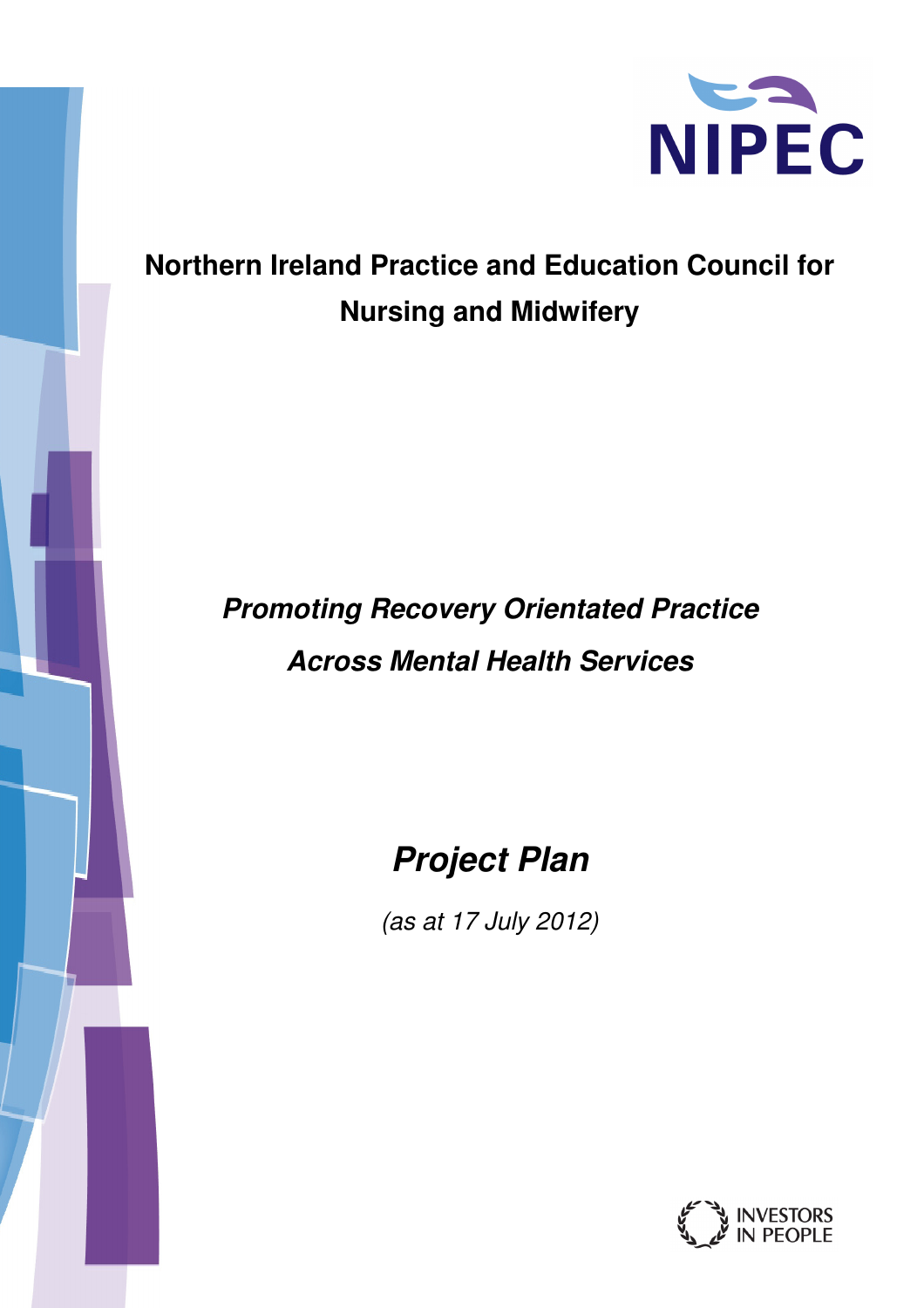NIPEC

# Northern Ireland Practice and Education Council for Nursing and Midwifery

## *Promoting Recovery Orientated Practice Across Mental Health Services*

## *Project Plan*

*(as at 17 July 2012)*

INVESTORS IN PEOPLE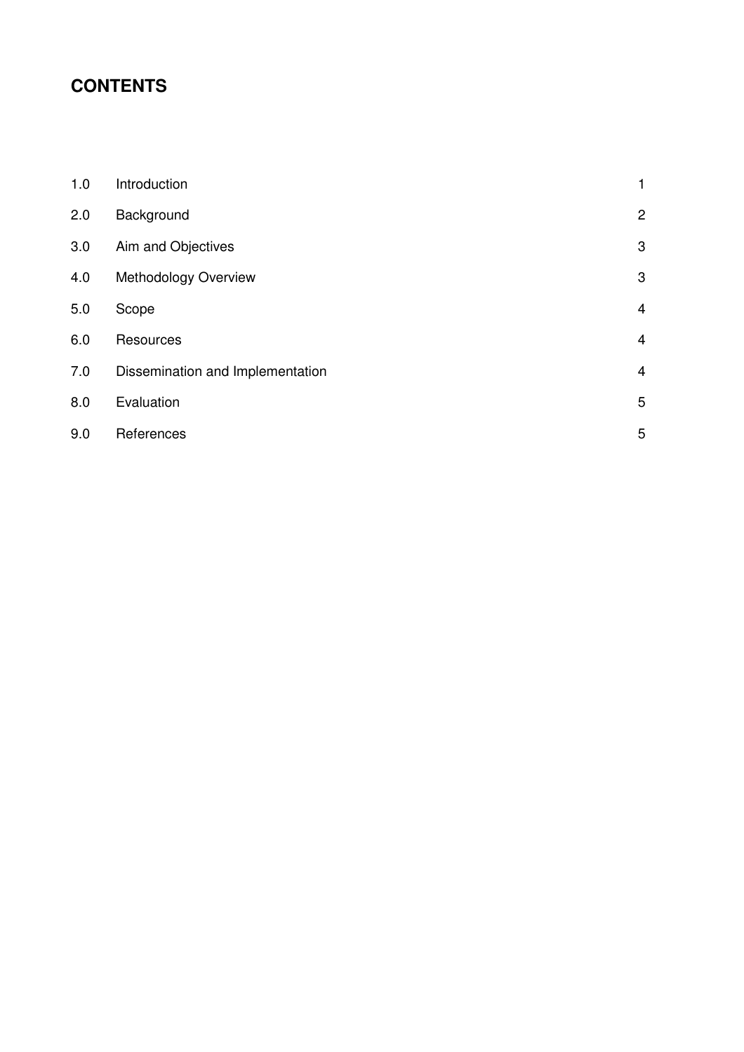# CONTENTS

| | | |
|---|---|---|
| 1.0 | Introduction | 1 |
| 2.0 | Background | 2 |
| 3.0 | Aim and Objectives | 3 |
| 4.0 | Methodology Overview | 3 |
| 5.0 | Scope | 4 |
| 6.0 | Resources | 4 |
| 7.0 | Dissemination and Implementation | 4 |
| 8.0 | Evaluation | 5 |
| 9.0 | References | 5 |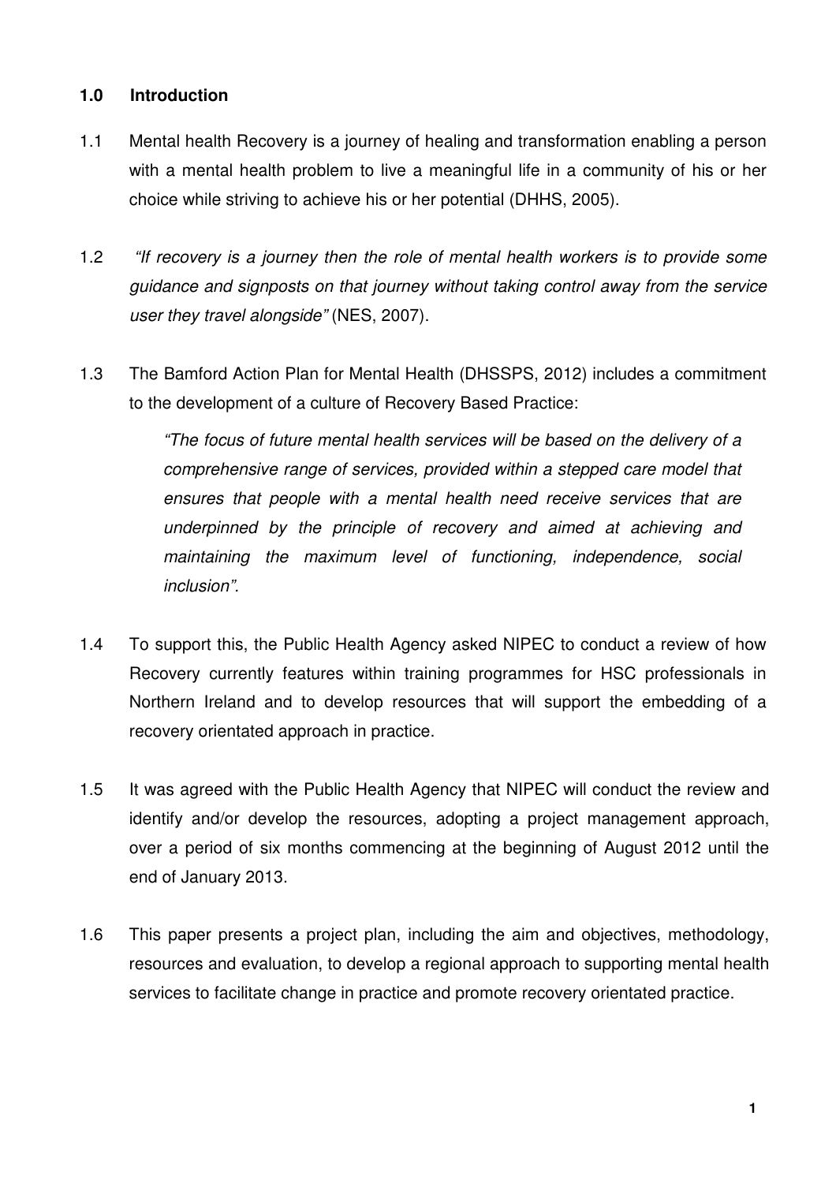## 1.0 Introduction

1.1 Mental health Recovery is a journey of healing and transformation enabling a person with a mental health problem to live a meaningful life in a community of his or her choice while striving to achieve his or her potential (DHHS, 2005).

1.2 *"If recovery is a journey then the role of mental health workers is to provide some guidance and signposts on that journey without taking control away from the service user they travel alongside"* (NES, 2007).

1.3 The Bamford Action Plan for Mental Health (DHSSPS, 2012) includes a commitment to the development of a culture of Recovery Based Practice:

> *"The focus of future mental health services will be based on the delivery of a comprehensive range of services, provided within a stepped care model that ensures that people with a mental health need receive services that are underpinned by the principle of recovery and aimed at achieving and maintaining the maximum level of functioning, independence, social inclusion".*

1.4 To support this, the Public Health Agency asked NIPEC to conduct a review of how Recovery currently features within training programmes for HSC professionals in Northern Ireland and to develop resources that will support the embedding of a recovery orientated approach in practice.

1.5 It was agreed with the Public Health Agency that NIPEC will conduct the review and identify and/or develop the resources, adopting a project management approach, over a period of six months commencing at the beginning of August 2012 until the end of January 2013.

1.6 This paper presents a project plan, including the aim and objectives, methodology, resources and evaluation, to develop a regional approach to supporting mental health services to facilitate change in practice and promote recovery orientated practice.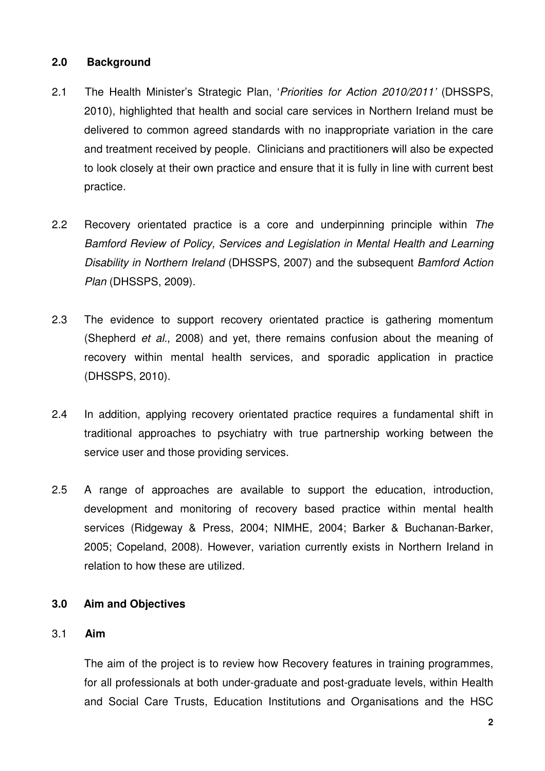## 2.0 Background

2.1 The Health Minister's Strategic Plan, '*Priorities for Action 2010/2011*' (DHSSPS, 2010), highlighted that health and social care services in Northern Ireland must be delivered to common agreed standards with no inappropriate variation in the care and treatment received by people. Clinicians and practitioners will also be expected to look closely at their own practice and ensure that it is fully in line with current best practice.

2.2 Recovery orientated practice is a core and underpinning principle within *The Bamford Review of Policy, Services and Legislation in Mental Health and Learning Disability in Northern Ireland* (DHSSPS, 2007) and the subsequent *Bamford Action Plan* (DHSSPS, 2009).

2.3 The evidence to support recovery orientated practice is gathering momentum (Shepherd *et al*., 2008) and yet, there remains confusion about the meaning of recovery within mental health services, and sporadic application in practice (DHSSPS, 2010).

2.4 In addition, applying recovery orientated practice requires a fundamental shift in traditional approaches to psychiatry with true partnership working between the service user and those providing services.

2.5 A range of approaches are available to support the education, introduction, development and monitoring of recovery based practice within mental health services (Ridgeway & Press, 2004; NIMHE, 2004; Barker & Buchanan-Barker, 2005; Copeland, 2008). However, variation currently exists in Northern Ireland in relation to how these are utilized.

## 3.0 Aim and Objectives

### 3.1 Aim

The aim of the project is to review how Recovery features in training programmes, for all professionals at both under-graduate and post-graduate levels, within Health and Social Care Trusts, Education Institutions and Organisations and the HSC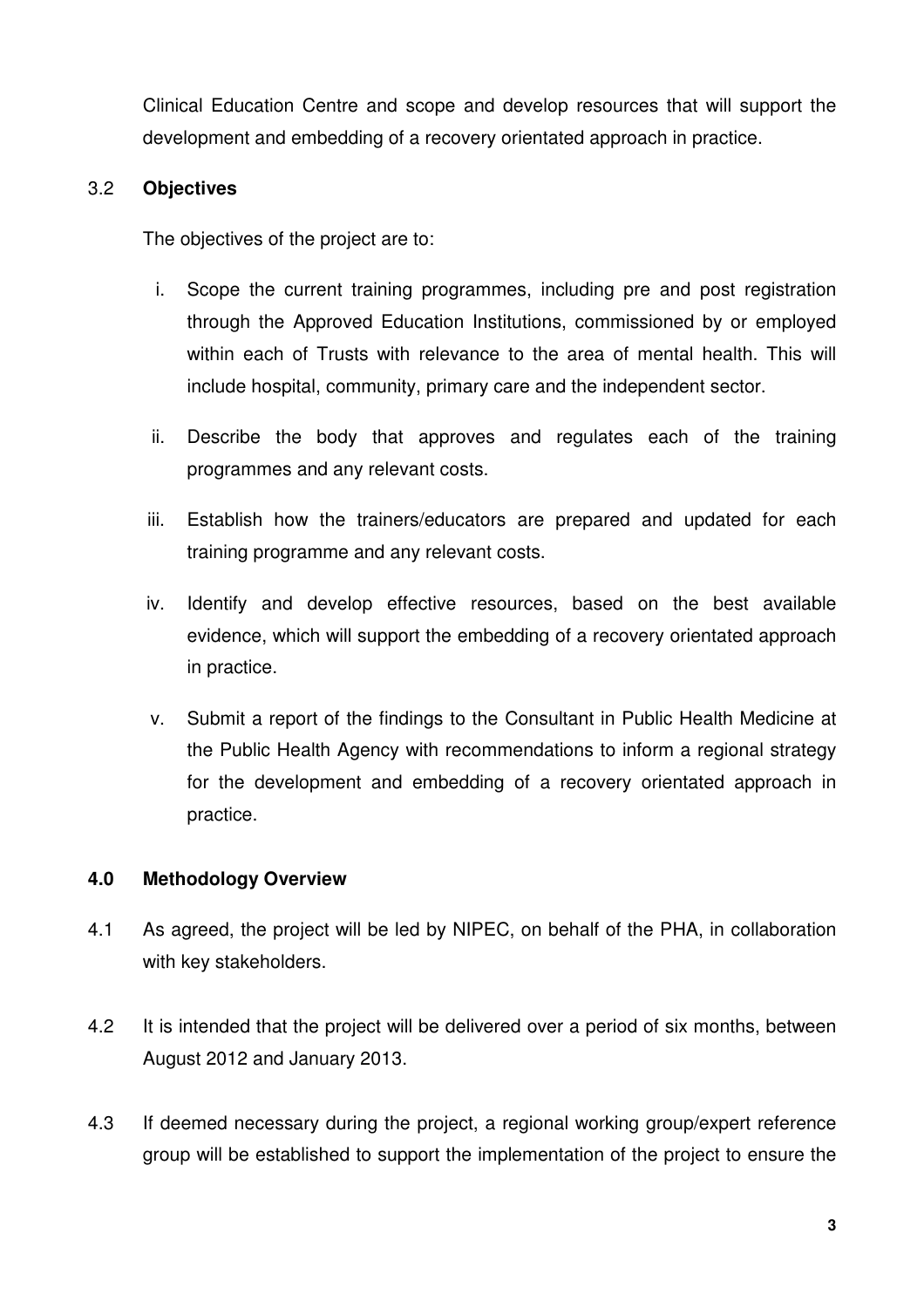Clinical Education Centre and scope and develop resources that will support the development and embedding of a recovery orientated approach in practice.

### 3.2 Objectives

The objectives of the project are to:

i. Scope the current training programmes, including pre and post registration through the Approved Education Institutions, commissioned by or employed within each of Trusts with relevance to the area of mental health. This will include hospital, community, primary care and the independent sector.

ii. Describe the body that approves and regulates each of the training programmes and any relevant costs.

iii. Establish how the trainers/educators are prepared and updated for each training programme and any relevant costs.

iv. Identify and develop effective resources, based on the best available evidence, which will support the embedding of a recovery orientated approach in practice.

v. Submit a report of the findings to the Consultant in Public Health Medicine at the Public Health Agency with recommendations to inform a regional strategy for the development and embedding of a recovery orientated approach in practice.

## 4.0 Methodology Overview

4.1 As agreed, the project will be led by NIPEC, on behalf of the PHA, in collaboration with key stakeholders.

4.2 It is intended that the project will be delivered over a period of six months, between August 2012 and January 2013.

4.3 If deemed necessary during the project, a regional working group/expert reference group will be established to support the implementation of the project to ensure the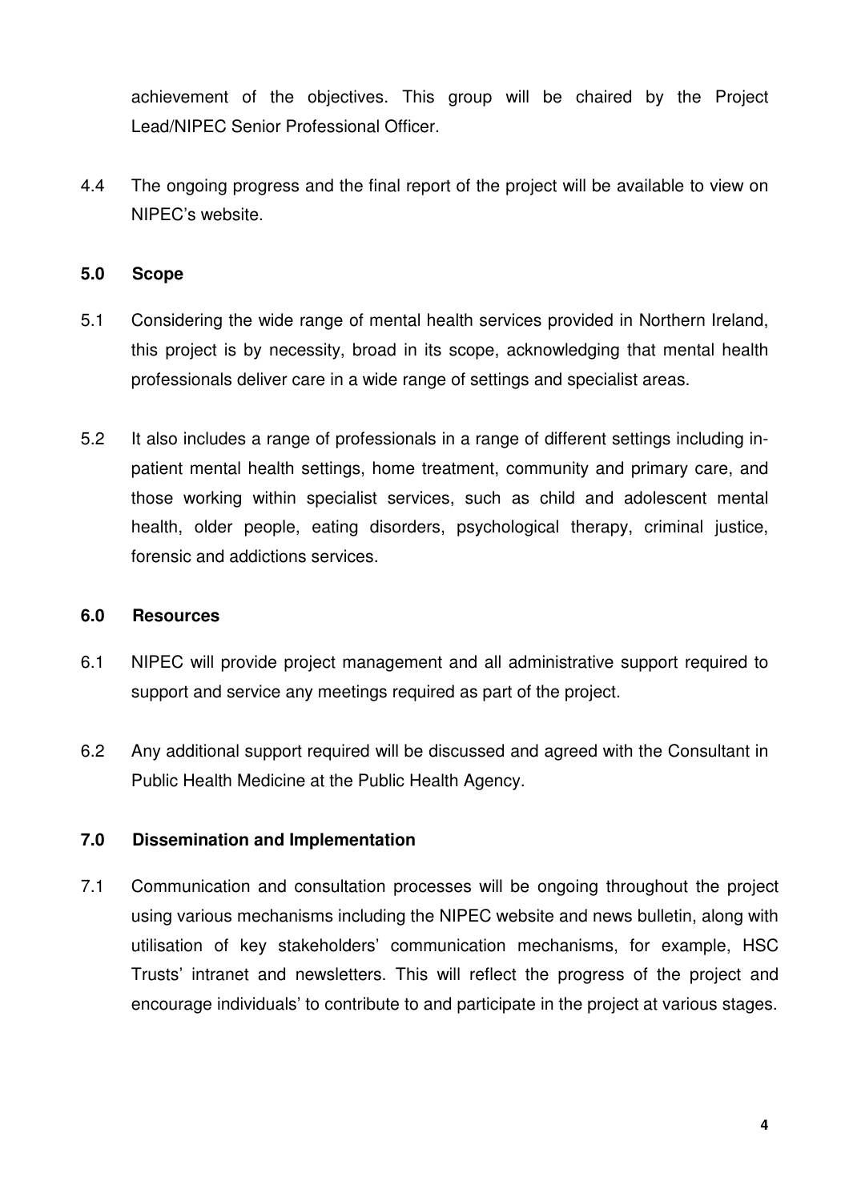achievement of the objectives. This group will be chaired by the Project Lead/NIPEC Senior Professional Officer.

4.4 The ongoing progress and the final report of the project will be available to view on NIPEC's website.

## 5.0 Scope

5.1 Considering the wide range of mental health services provided in Northern Ireland, this project is by necessity, broad in its scope, acknowledging that mental health professionals deliver care in a wide range of settings and specialist areas.

5.2 It also includes a range of professionals in a range of different settings including in-patient mental health settings, home treatment, community and primary care, and those working within specialist services, such as child and adolescent mental health, older people, eating disorders, psychological therapy, criminal justice, forensic and addictions services.

## 6.0 Resources

6.1 NIPEC will provide project management and all administrative support required to support and service any meetings required as part of the project.

6.2 Any additional support required will be discussed and agreed with the Consultant in Public Health Medicine at the Public Health Agency.

## 7.0 Dissemination and Implementation

7.1 Communication and consultation processes will be ongoing throughout the project using various mechanisms including the NIPEC website and news bulletin, along with utilisation of key stakeholders' communication mechanisms, for example, HSC Trusts' intranet and newsletters. This will reflect the progress of the project and encourage individuals' to contribute to and participate in the project at various stages.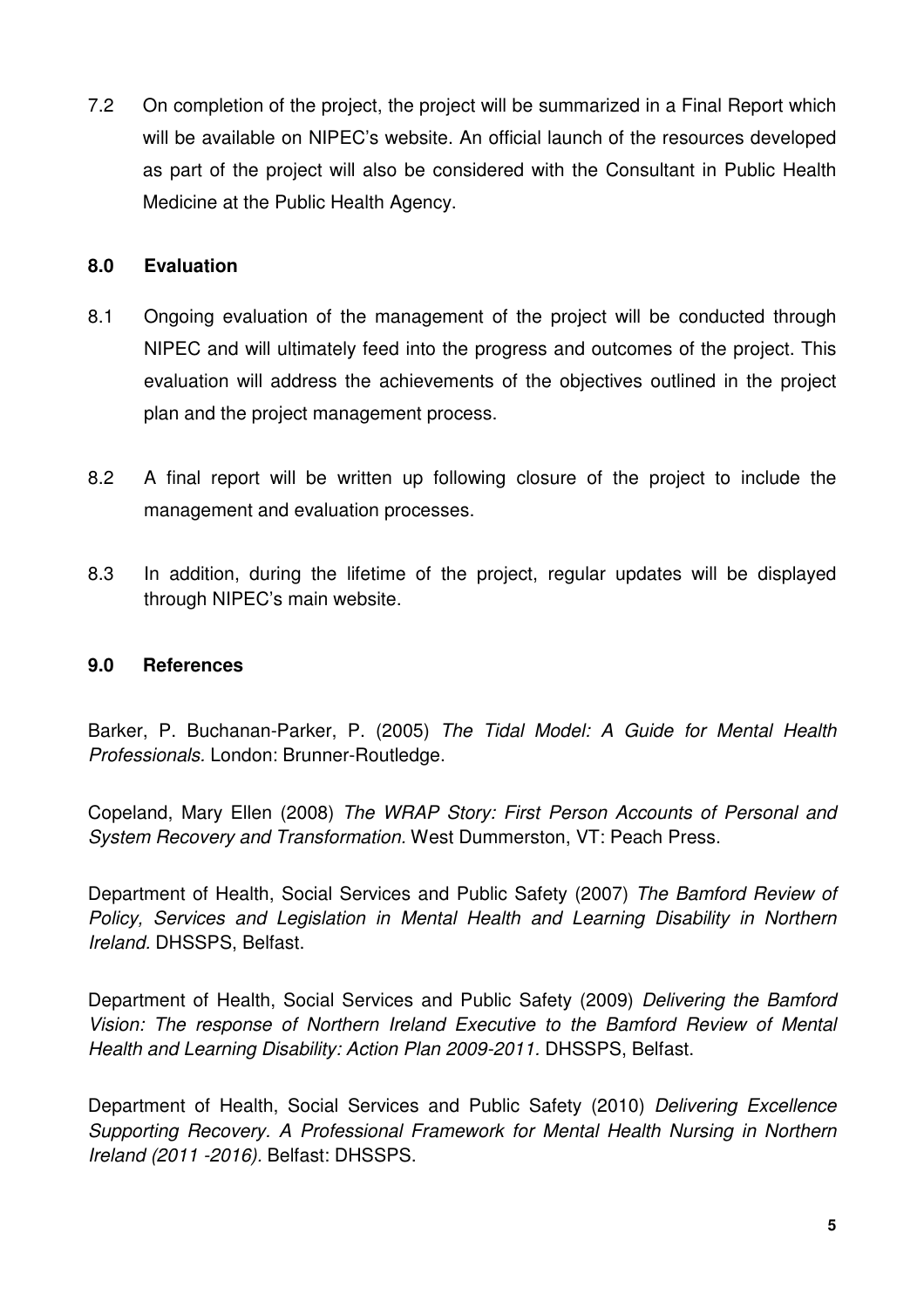7.2 On completion of the project, the project will be summarized in a Final Report which will be available on NIPEC's website. An official launch of the resources developed as part of the project will also be considered with the Consultant in Public Health Medicine at the Public Health Agency.

## 8.0 Evaluation

8.1 Ongoing evaluation of the management of the project will be conducted through NIPEC and will ultimately feed into the progress and outcomes of the project. This evaluation will address the achievements of the objectives outlined in the project plan and the project management process.

8.2 A final report will be written up following closure of the project to include the management and evaluation processes.

8.3 In addition, during the lifetime of the project, regular updates will be displayed through NIPEC's main website.

## 9.0 References

Barker, P. Buchanan-Parker, P. (2005) *The Tidal Model: A Guide for Mental Health Professionals.* London: Brunner-Routledge.

Copeland, Mary Ellen (2008) *The WRAP Story: First Person Accounts of Personal and System Recovery and Transformation.* West Dummerston, VT: Peach Press.

Department of Health, Social Services and Public Safety (2007) *The Bamford Review of Policy, Services and Legislation in Mental Health and Learning Disability in Northern Ireland.* DHSSPS, Belfast.

Department of Health, Social Services and Public Safety (2009) *Delivering the Bamford Vision: The response of Northern Ireland Executive to the Bamford Review of Mental Health and Learning Disability: Action Plan 2009-2011.* DHSSPS, Belfast.

Department of Health, Social Services and Public Safety (2010) *Delivering Excellence Supporting Recovery. A Professional Framework for Mental Health Nursing in Northern Ireland (2011 -2016).* Belfast: DHSSPS.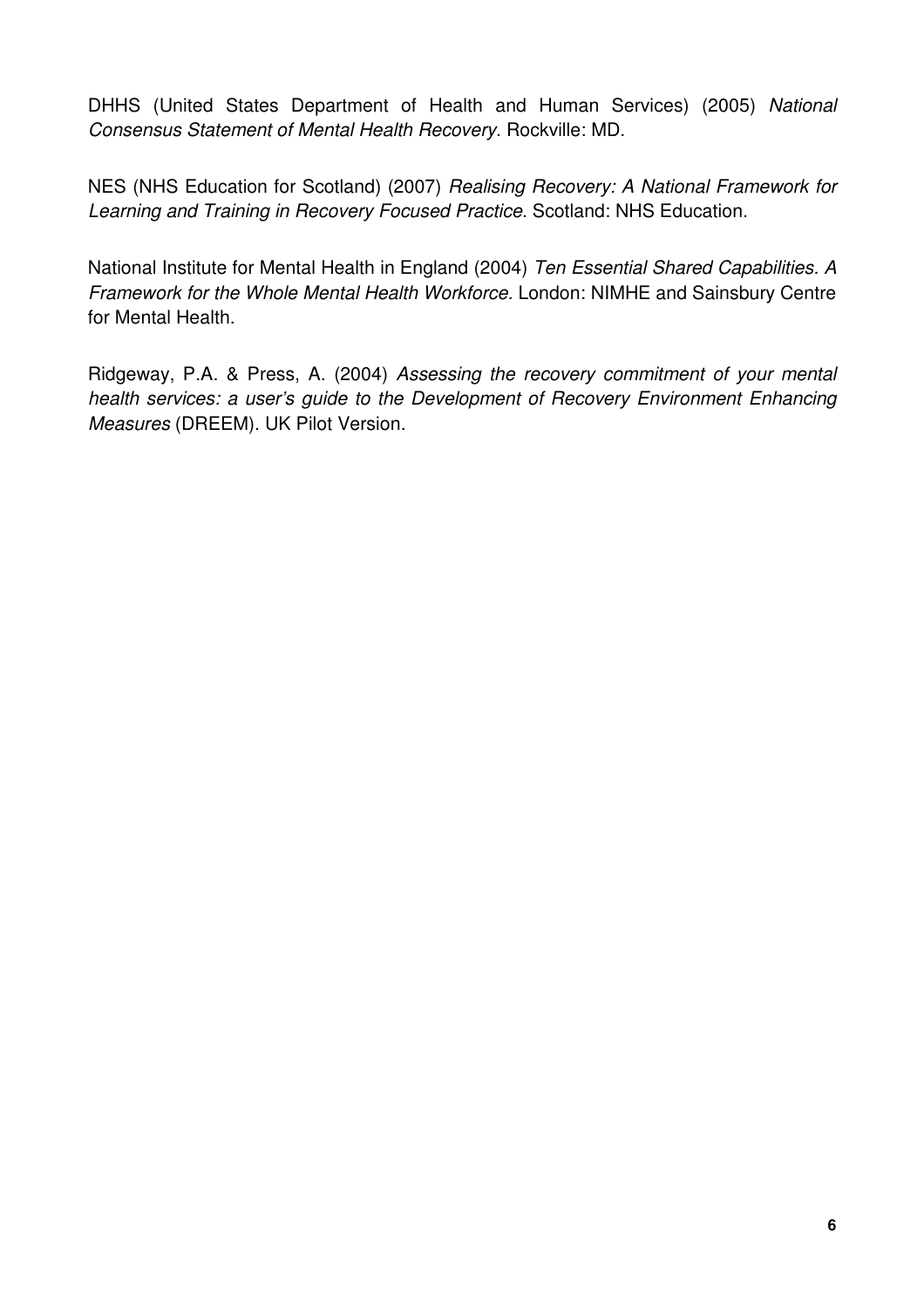DHHS (United States Department of Health and Human Services) (2005) *National Consensus Statement of Mental Health Recovery*. Rockville: MD.

NES (NHS Education for Scotland) (2007) *Realising Recovery: A National Framework for Learning and Training in Recovery Focused Practice*. Scotland: NHS Education.

National Institute for Mental Health in England (2004) *Ten Essential Shared Capabilities. A Framework for the Whole Mental Health Workforce.* London: NIMHE and Sainsbury Centre for Mental Health.

Ridgeway, P.A. & Press, A. (2004) *Assessing the recovery commitment of your mental health services: a user's guide to the Development of Recovery Environment Enhancing Measures* (DREEM). UK Pilot Version.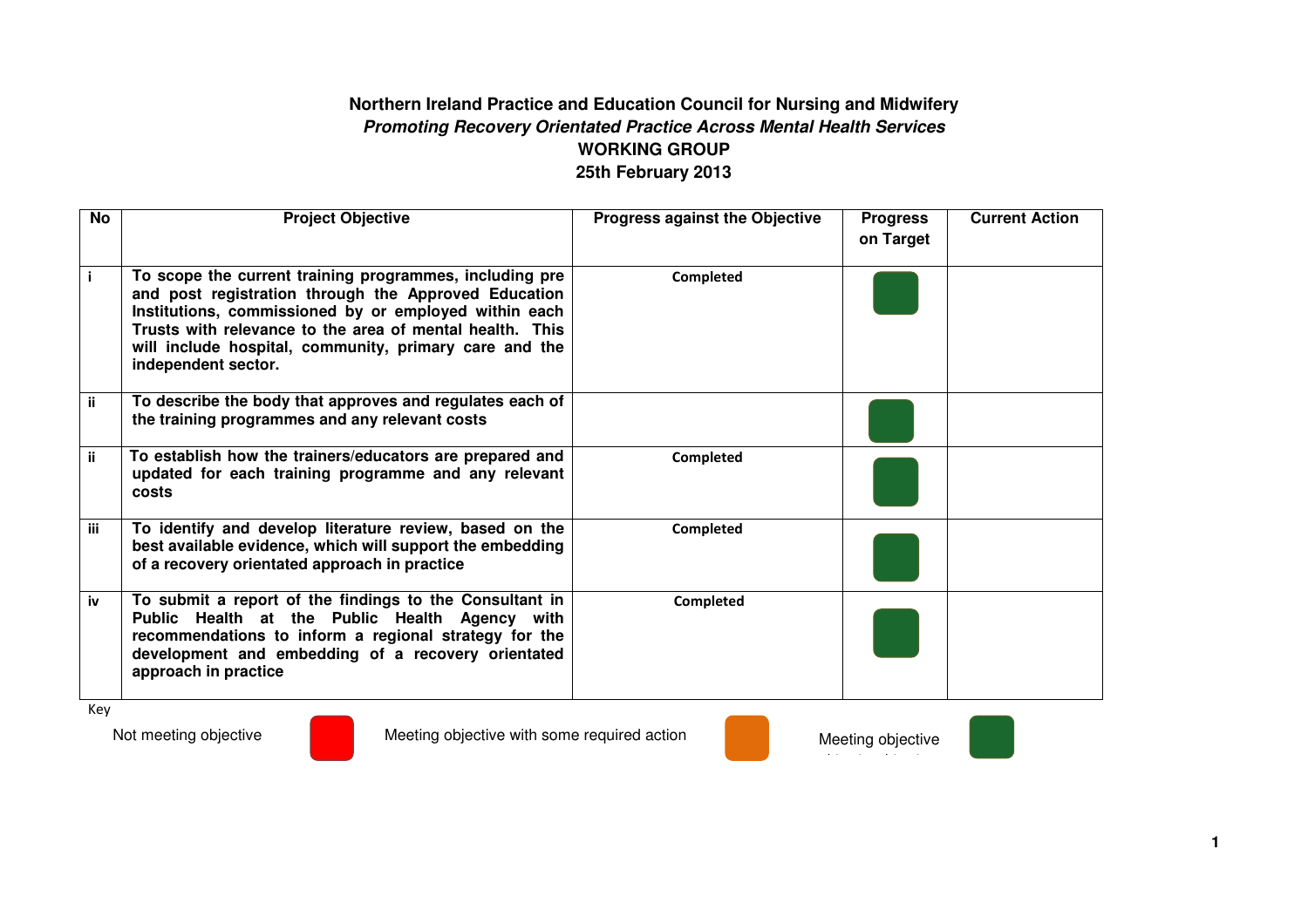**Northern Ireland Practice and Education Council for Nursing and Midwifery**

***Promoting Recovery Orientated Practice Across Mental Health Services***

**WORKING GROUP**

**25th February 2013**

| No | Project Objective | Progress against the Objective | Progress on Target | Current Action |
|---|---|---|---|---|
| i | **To scope the current training programmes, including pre and post registration through the Approved Education Institutions, commissioned by or employed within each Trusts with relevance to the area of mental health. This will include hospital, community, primary care and the independent sector.** | **Completed** | Green | |
| ii | **To describe the body that approves and regulates each of the training programmes and any relevant costs** | | Green | |
| ii | **To establish how the trainers/educators are prepared and updated for each training programme and any relevant costs** | **Completed** | Green | |
| iii | **To identify and develop literature review, based on the best available evidence, which will support the embedding of a recovery orientated approach in practice** | **Completed** | Green | |
| iv | **To submit a report of the findings to the Consultant in Public Health at the Public Health Agency with recommendations to inform a regional strategy for the development and embedding of a recovery orientated approach in practice** | **Completed** | Green | |

Key

| Colour | Meaning |
|---|---|
| Red | Not meeting objective |
| Orange | Meeting objective with some required action |
| Green | Meeting objective |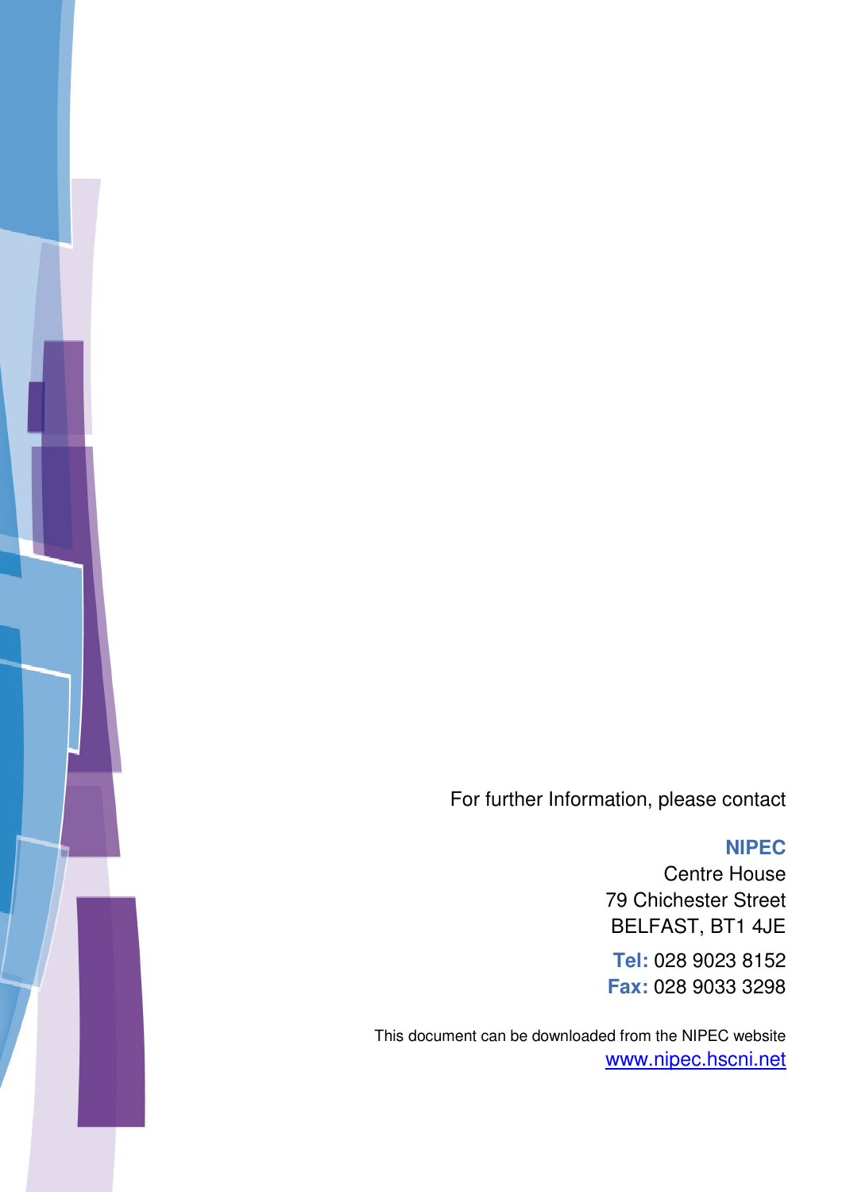For further Information, please contact

**NIPEC**
Centre House
79 Chichester Street
BELFAST, BT1 4JE

**Tel:** 028 9023 8152
**Fax:** 028 9033 3298

This document can be downloaded from the NIPEC website
www.nipec.hscni.net